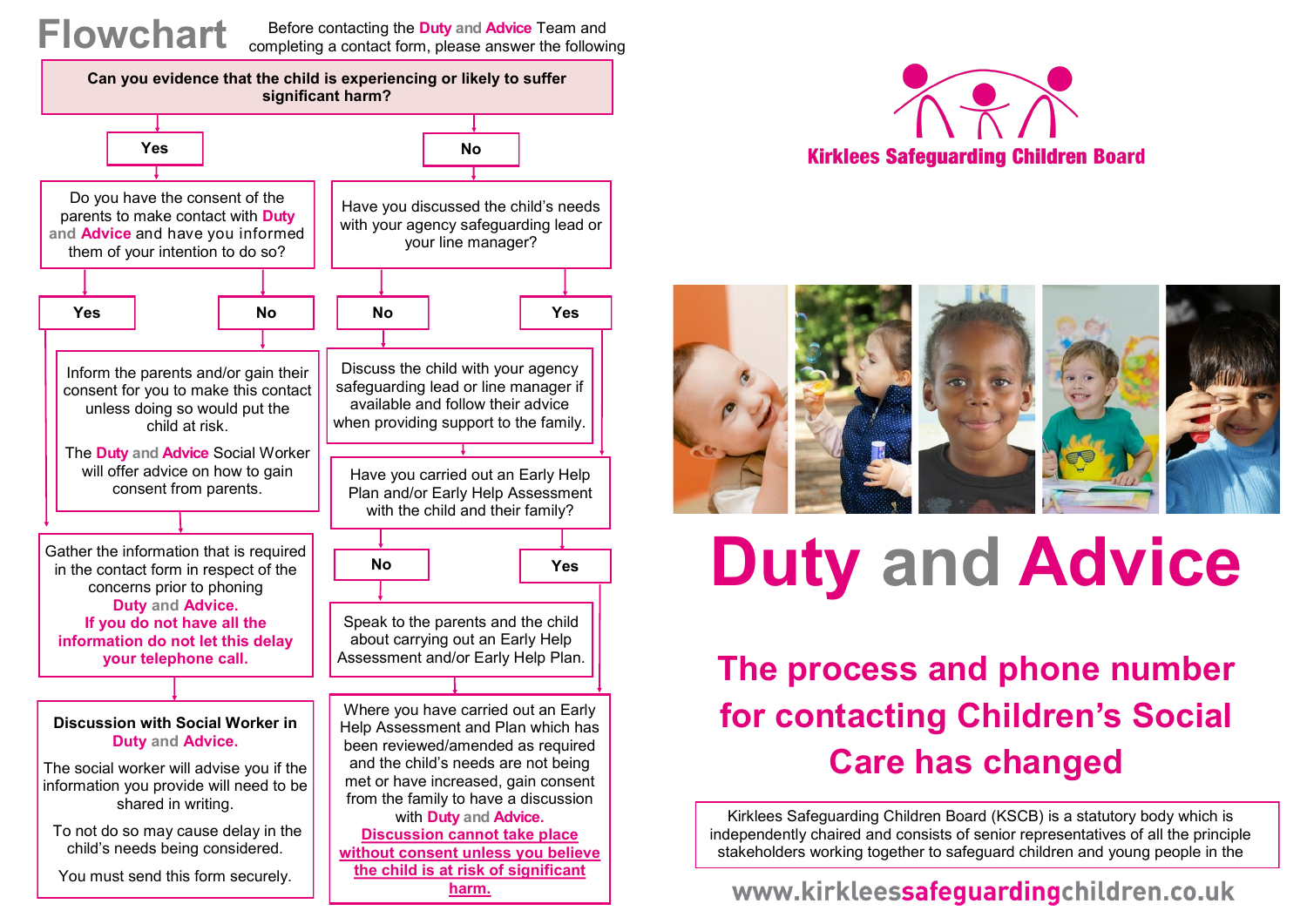# Flowchart

Before contacting the **Duty and Advice** Team and completing a contact form, please answer the following

**Can you evidence that the child is experiencing or likely to suffer significant harm?**

**Yes**

Do you have the consent of the parents to make contact with **Duty and Advice** and have you informed them of your intention to do so?

- **Yes** → Gather the information
- **No** → Inform the parents and/or gain their consent for you to make this contact unless doing so would put the child at risk.

  The **Duty and Advice** Social Worker will offer advice on how to gain consent from parents.

Gather the information that is required in the contact form in respect of the concerns prior to phoning **Duty and Advice.**

**If you do not have all the information do not let this delay your telephone call.**

**Discussion with Social Worker in Duty and Advice.**

The social worker will advise you if the information you provide will need to be shared in writing.

To not do so may cause delay in the child's needs being considered.

You must send this form securely.

**No**

Have you discussed the child's needs with your agency safeguarding lead or your line manager?

- **No** → Discuss the child with your agency safeguarding lead or line manager if available and follow their advice when providing support to the family.
- **Yes** → Have you carried out an Early Help Plan

Have you carried out an Early Help Plan and/or Early Help Assessment with the child and their family?

- **No** → Speak to the parents and the child about carrying out an Early Help Assessment and/or Early Help Plan.
- **Yes** → Where you have carried out an Early Help Assessment

Where you have carried out an Early Help Assessment and Plan which has been reviewed/amended as required and the child's needs are not being met or have increased, gain consent from the family to have a discussion with **Duty and Advice.**

**Discussion cannot take place without consent unless you believe the child is at risk of significant harm.**

**Kirklees Safeguarding Children Board**

# Duty and Advice

## The process and phone number for contacting Children's Social Care has changed

Kirklees Safeguarding Children Board (KSCB) is a statutory body which is independently chaired and consists of senior representatives of all the principle stakeholders working together to safeguard children and young people in the

www.kirkleessafeguardingchildren.co.uk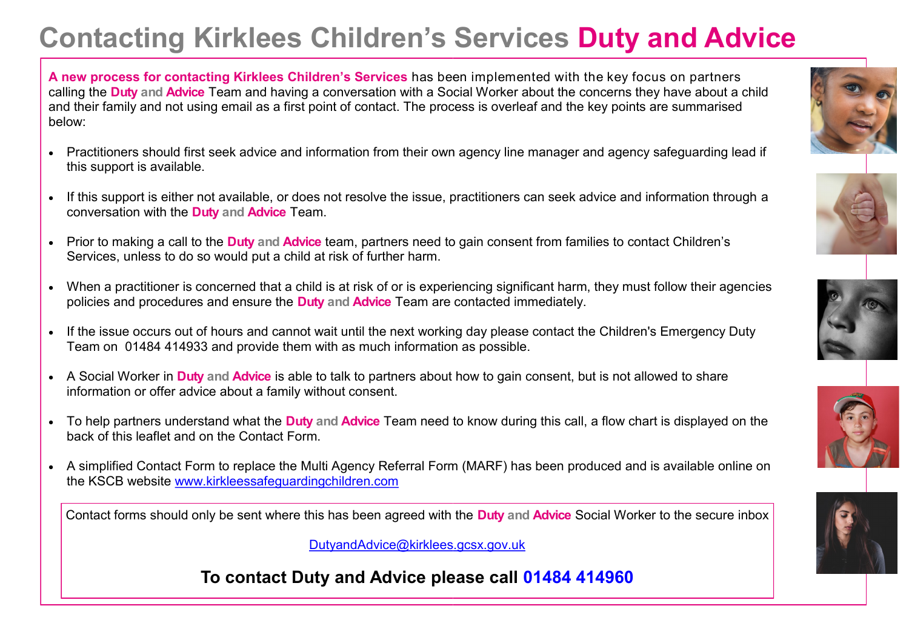# Contacting Kirklees Children's Services Duty and Advice

**A new process for contacting Kirklees Children's Services** has been implemented with the key focus on partners calling the **Duty and Advice** Team and having a conversation with a Social Worker about the concerns they have about a child and their family and not using email as a first point of contact. The process is overleaf and the key points are summarised below:

- Practitioners should first seek advice and information from their own agency line manager and agency safeguarding lead if this support is available.
- If this support is either not available, or does not resolve the issue, practitioners can seek advice and information through a conversation with the **Duty and Advice** Team.
- Prior to making a call to the **Duty and Advice** team, partners need to gain consent from families to contact Children's Services, unless to do so would put a child at risk of further harm.
- When a practitioner is concerned that a child is at risk of or is experiencing significant harm, they must follow their agencies policies and procedures and ensure the **Duty and Advice** Team are contacted immediately.
- If the issue occurs out of hours and cannot wait until the next working day please contact the Children's Emergency Duty Team on 01484 414933 and provide them with as much information as possible.
- A Social Worker in **Duty and Advice** is able to talk to partners about how to gain consent, but is not allowed to share information or offer advice about a family without consent.
- To help partners understand what the **Duty and Advice** Team need to know during this call, a flow chart is displayed on the back of this leaflet and on the Contact Form.
- A simplified Contact Form to replace the Multi Agency Referral Form (MARF) has been produced and is available online on the KSCB website [www.kirkleessafeguardingchildren.com](http://www.kirkleessafeguardingchildren.com)

Contact forms should only be sent where this has been agreed with the **Duty and Advice** Social Worker to the secure inbox

DutyandAdvice@kirklees.gcsx.gov.uk

**To contact Duty and Advice please call 01484 414960**